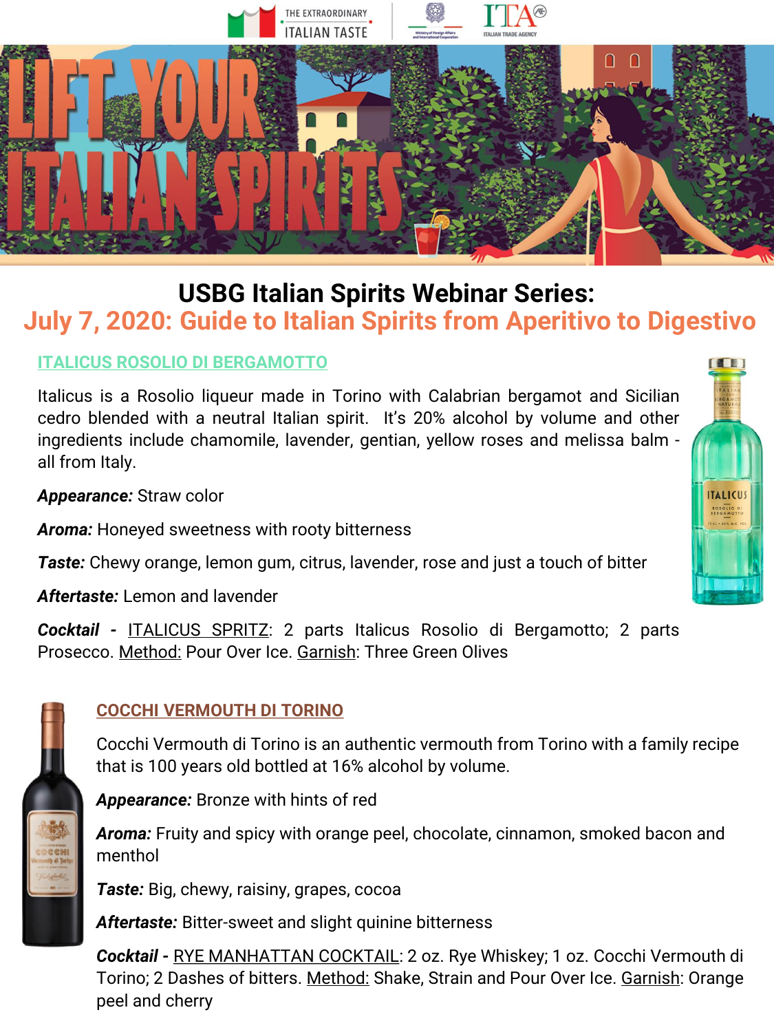# USBG Italian Spirits Webinar Series:

## July 7, 2020: Guide to Italian Spirits from Aperitivo to Digestivo

### ITALICUS ROSOLIO DI BERGAMOTTO

Italicus is a Rosolio liqueur made in Torino with Calabrian bergamot and Sicilian cedro blended with a neutral Italian spirit. It's 20% alcohol by volume and other ingredients include chamomile, lavender, gentian, yellow roses and melissa balm - all from Italy.

***Appearance:*** Straw color

***Aroma:*** Honeyed sweetness with rooty bitterness

***Taste:*** Chewy orange, lemon gum, citrus, lavender, rose and just a touch of bitter

***Aftertaste:*** Lemon and lavender

***Cocktail -*** ITALICUS SPRITZ: 2 parts Italicus Rosolio di Bergamotto; 2 parts Prosecco. Method: Pour Over Ice. Garnish: Three Green Olives

### COCCHI VERMOUTH DI TORINO

Cocchi Vermouth di Torino is an authentic vermouth from Torino with a family recipe that is 100 years old bottled at 16% alcohol by volume.

***Appearance:*** Bronze with hints of red

***Aroma:*** Fruity and spicy with orange peel, chocolate, cinnamon, smoked bacon and menthol

***Taste:*** Big, chewy, raisiny, grapes, cocoa

***Aftertaste:*** Bitter-sweet and slight quinine bitterness

***Cocktail -*** RYE MANHATTAN COCKTAIL: 2 oz. Rye Whiskey; 1 oz. Cocchi Vermouth di Torino; 2 Dashes of bitters. Method: Shake, Strain and Pour Over Ice. Garnish: Orange peel and cherry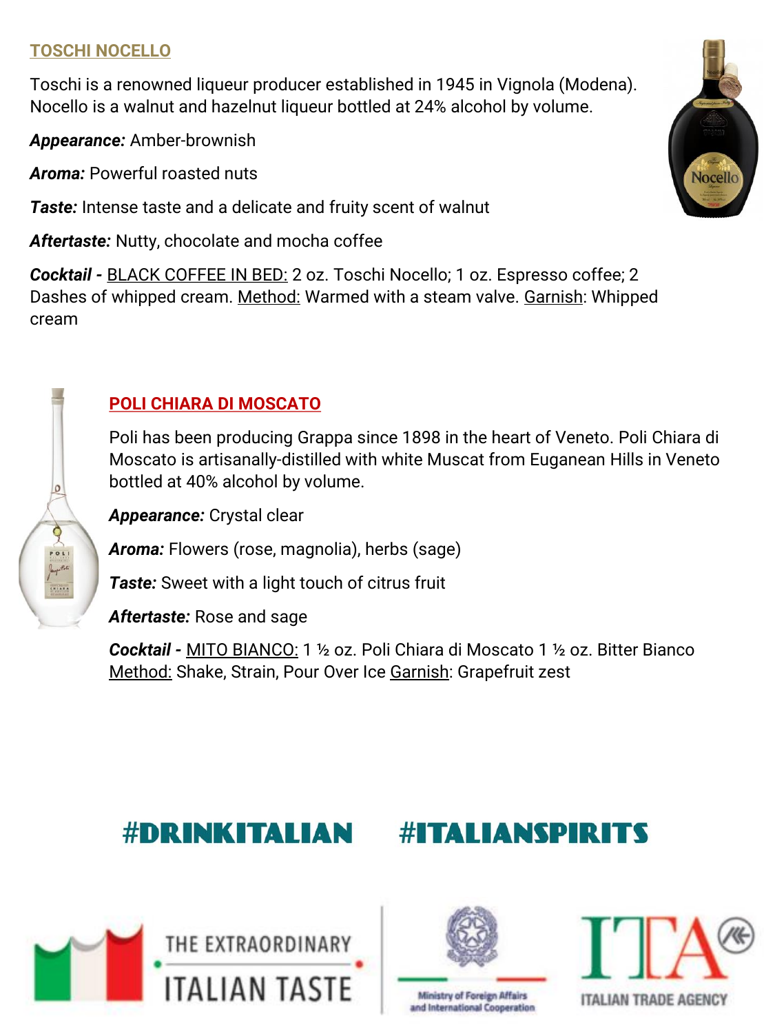## TOSCHI NOCELLO

Toschi is a renowned liqueur producer established in 1945 in Vignola (Modena). Nocello is a walnut and hazelnut liqueur bottled at 24% alcohol by volume.

***Appearance:*** Amber-brownish

***Aroma:*** Powerful roasted nuts

***Taste:*** Intense taste and a delicate and fruity scent of walnut

***Aftertaste:*** Nutty, chocolate and mocha coffee

***Cocktail -*** BLACK COFFEE IN BED: 2 oz. Toschi Nocello; 1 oz. Espresso coffee; 2 Dashes of whipped cream. Method: Warmed with a steam valve. Garnish: Whipped cream

## POLI CHIARA DI MOSCATO

Poli has been producing Grappa since 1898 in the heart of Veneto. Poli Chiara di Moscato is artisanally-distilled with white Muscat from Euganean Hills in Veneto bottled at 40% alcohol by volume.

***Appearance:*** Crystal clear

***Aroma:*** Flowers (rose, magnolia), herbs (sage)

***Taste:*** Sweet with a light touch of citrus fruit

***Aftertaste:*** Rose and sage

***Cocktail -*** MITO BIANCO: 1 ½ oz. Poli Chiara di Moscato 1 ½ oz. Bitter Bianco Method: Shake, Strain, Pour Over Ice Garnish: Grapefruit zest

#DRINKITALIAN #ITALIANSPIRITS

THE EXTRAORDINARY ITALIAN TASTE

Ministry of Foreign Affairs and International Cooperation

ITA ITALIAN TRADE AGENCY